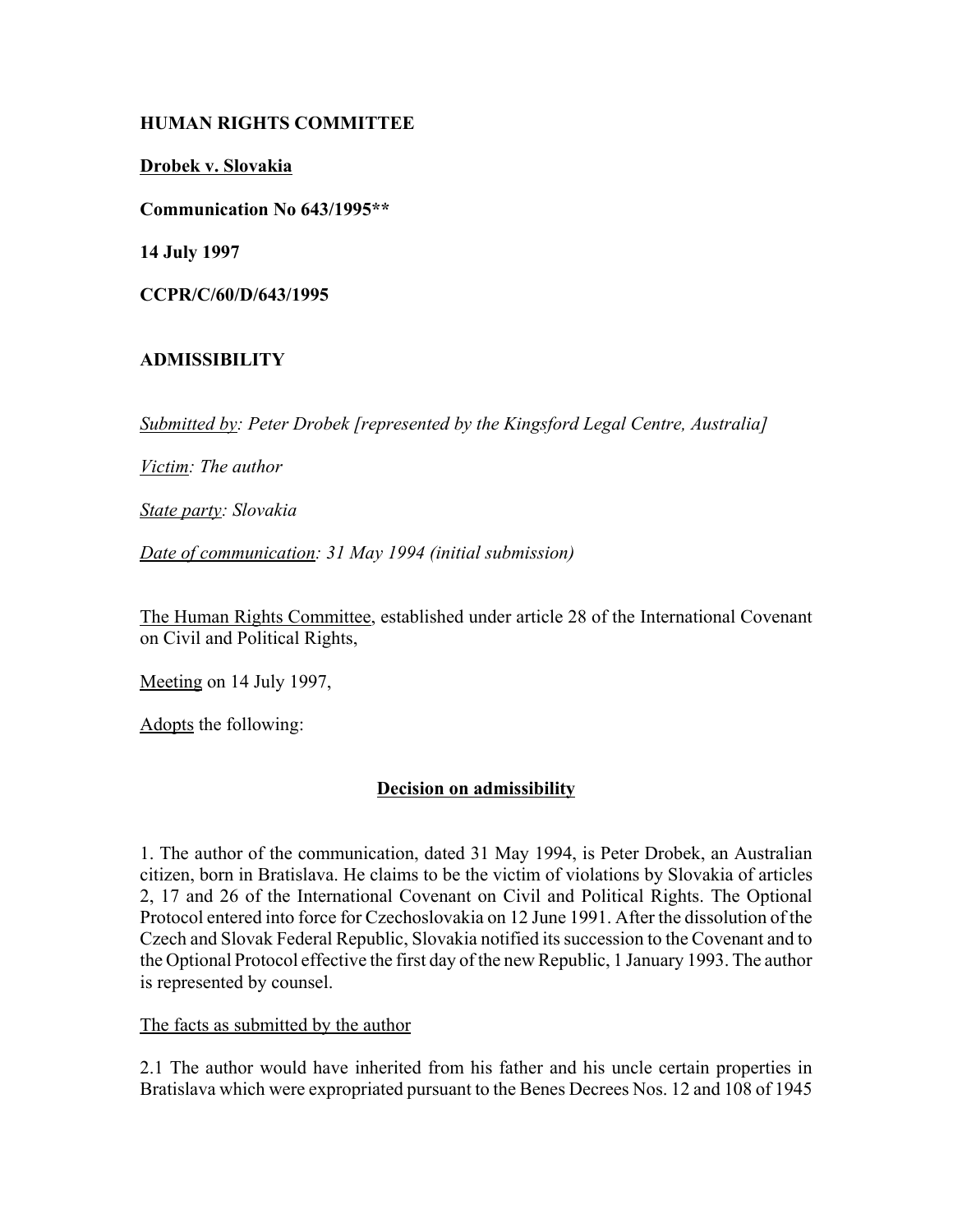**HUMAN RIGHTS COMMITTEE**

**Drobek v. Slovakia**

**Communication No 643/1995****

**14 July 1997**

**CCPR/C/60/D/643/1995**

**ADMISSIBILITY**

*Submitted by: Peter Drobek [represented by the Kingsford Legal Centre, Australia]*

*Victim: The author*

*State party: Slovakia*

*Date of communication: 31 May 1994 (initial submission)*

The Human Rights Committee, established under article 28 of the International Covenant on Civil and Political Rights,

Meeting on 14 July 1997,

Adopts the following:

**Decision on admissibility**

1. The author of the communication, dated 31 May 1994, is Peter Drobek, an Australian citizen, born in Bratislava. He claims to be the victim of violations by Slovakia of articles 2, 17 and 26 of the International Covenant on Civil and Political Rights. The Optional Protocol entered into force for Czechoslovakia on 12 June 1991. After the dissolution of the Czech and Slovak Federal Republic, Slovakia notified its succession to the Covenant and to the Optional Protocol effective the first day of the new Republic, 1 January 1993. The author is represented by counsel.

The facts as submitted by the author

2.1 The author would have inherited from his father and his uncle certain properties in Bratislava which were expropriated pursuant to the Benes Decrees Nos. 12 and 108 of 1945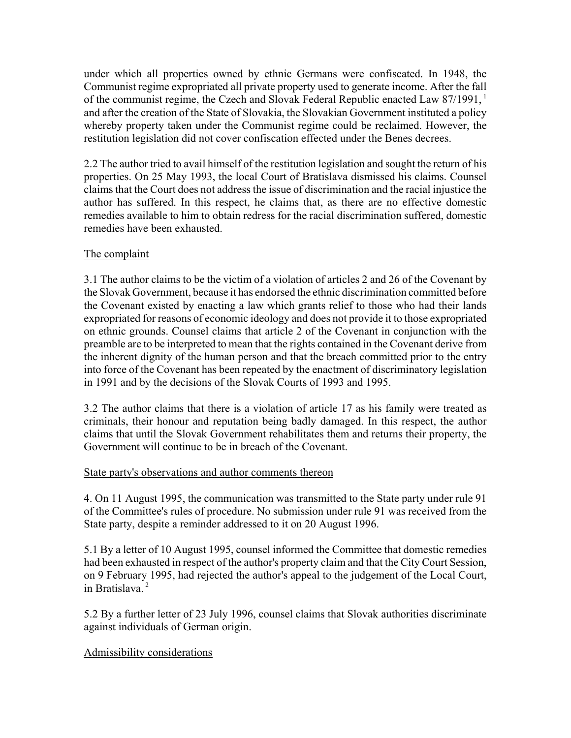under which all properties owned by ethnic Germans were confiscated. In 1948, the Communist regime expropriated all private property used to generate income. After the fall of the communist regime, the Czech and Slovak Federal Republic enacted Law 87/1991, [1] and after the creation of the State of Slovakia, the Slovakian Government instituted a policy whereby property taken under the Communist regime could be reclaimed. However, the restitution legislation did not cover confiscation effected under the Benes decrees.

2.2 The author tried to avail himself of the restitution legislation and sought the return of his properties. On 25 May 1993, the local Court of Bratislava dismissed his claims. Counsel claims that the Court does not address the issue of discrimination and the racial injustice the author has suffered. In this respect, he claims that, as there are no effective domestic remedies available to him to obtain redress for the racial discrimination suffered, domestic remedies have been exhausted.

The complaint

3.1 The author claims to be the victim of a violation of articles 2 and 26 of the Covenant by the Slovak Government, because it has endorsed the ethnic discrimination committed before the Covenant existed by enacting a law which grants relief to those who had their lands expropriated for reasons of economic ideology and does not provide it to those expropriated on ethnic grounds. Counsel claims that article 2 of the Covenant in conjunction with the preamble are to be interpreted to mean that the rights contained in the Covenant derive from the inherent dignity of the human person and that the breach committed prior to the entry into force of the Covenant has been repeated by the enactment of discriminatory legislation in 1991 and by the decisions of the Slovak Courts of 1993 and 1995.

3.2 The author claims that there is a violation of article 17 as his family were treated as criminals, their honour and reputation being badly damaged. In this respect, the author claims that until the Slovak Government rehabilitates them and returns their property, the Government will continue to be in breach of the Covenant.

State party's observations and author comments thereon

4. On 11 August 1995, the communication was transmitted to the State party under rule 91 of the Committee's rules of procedure. No submission under rule 91 was received from the State party, despite a reminder addressed to it on 20 August 1996.

5.1 By a letter of 10 August 1995, counsel informed the Committee that domestic remedies had been exhausted in respect of the author's property claim and that the City Court Session, on 9 February 1995, had rejected the author's appeal to the judgement of the Local Court, in Bratislava. [2]

5.2 By a further letter of 23 July 1996, counsel claims that Slovak authorities discriminate against individuals of German origin.

Admissibility considerations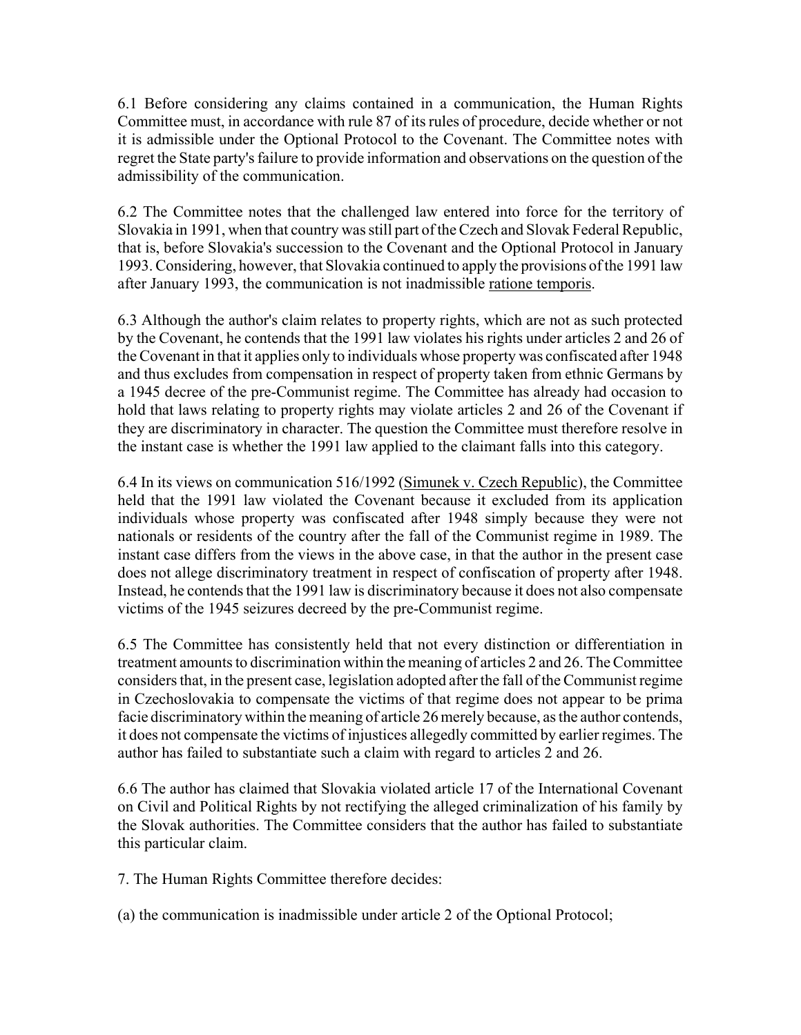6.1 Before considering any claims contained in a communication, the Human Rights Committee must, in accordance with rule 87 of its rules of procedure, decide whether or not it is admissible under the Optional Protocol to the Covenant. The Committee notes with regret the State party's failure to provide information and observations on the question of the admissibility of the communication.

6.2 The Committee notes that the challenged law entered into force for the territory of Slovakia in 1991, when that country was still part of the Czech and Slovak Federal Republic, that is, before Slovakia's succession to the Covenant and the Optional Protocol in January 1993. Considering, however, that Slovakia continued to apply the provisions of the 1991 law after January 1993, the communication is not inadmissible ratione temporis.

6.3 Although the author's claim relates to property rights, which are not as such protected by the Covenant, he contends that the 1991 law violates his rights under articles 2 and 26 of the Covenant in that it applies only to individuals whose property was confiscated after 1948 and thus excludes from compensation in respect of property taken from ethnic Germans by a 1945 decree of the pre-Communist regime. The Committee has already had occasion to hold that laws relating to property rights may violate articles 2 and 26 of the Covenant if they are discriminatory in character. The question the Committee must therefore resolve in the instant case is whether the 1991 law applied to the claimant falls into this category.

6.4 In its views on communication 516/1992 (Simunek v. Czech Republic), the Committee held that the 1991 law violated the Covenant because it excluded from its application individuals whose property was confiscated after 1948 simply because they were not nationals or residents of the country after the fall of the Communist regime in 1989. The instant case differs from the views in the above case, in that the author in the present case does not allege discriminatory treatment in respect of confiscation of property after 1948. Instead, he contends that the 1991 law is discriminatory because it does not also compensate victims of the 1945 seizures decreed by the pre-Communist regime.

6.5 The Committee has consistently held that not every distinction or differentiation in treatment amounts to discrimination within the meaning of articles 2 and 26. The Committee considers that, in the present case, legislation adopted after the fall of the Communist regime in Czechoslovakia to compensate the victims of that regime does not appear to be prima facie discriminatory within the meaning of article 26 merely because, as the author contends, it does not compensate the victims of injustices allegedly committed by earlier regimes. The author has failed to substantiate such a claim with regard to articles 2 and 26.

6.6 The author has claimed that Slovakia violated article 17 of the International Covenant on Civil and Political Rights by not rectifying the alleged criminalization of his family by the Slovak authorities. The Committee considers that the author has failed to substantiate this particular claim.

7. The Human Rights Committee therefore decides:

(a) the communication is inadmissible under article 2 of the Optional Protocol;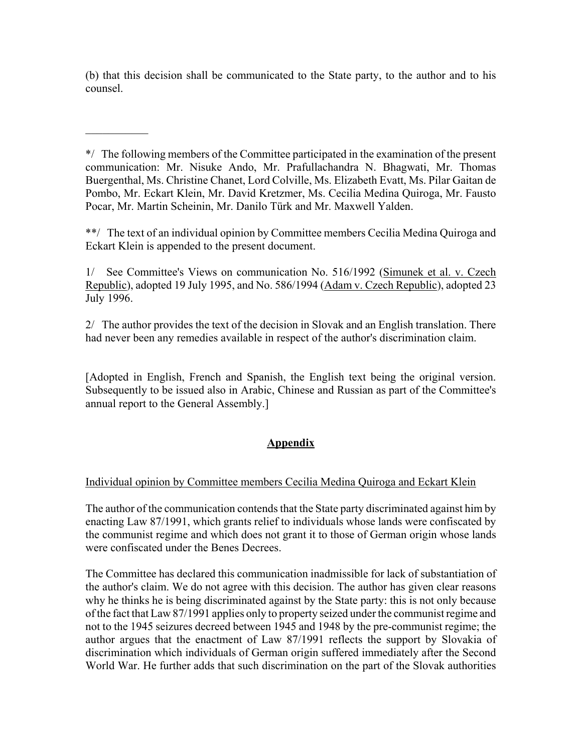(b) that this decision shall be communicated to the State party, to the author and to his counsel.

___________

*/ The following members of the Committee participated in the examination of the present communication: Mr. Nisuke Ando, Mr. Prafullachandra N. Bhagwati, Mr. Thomas Buergenthal, Ms. Christine Chanet, Lord Colville, Ms. Elizabeth Evatt, Ms. Pilar Gaitan de Pombo, Mr. Eckart Klein, Mr. David Kretzmer, Ms. Cecilia Medina Quiroga, Mr. Fausto Pocar, Mr. Martin Scheinin, Mr. Danilo Türk and Mr. Maxwell Yalden.

**/ The text of an individual opinion by Committee members Cecilia Medina Quiroga and Eckart Klein is appended to the present document.

1/ See Committee's Views on communication No. 516/1992 (Simunek et al. v. Czech Republic), adopted 19 July 1995, and No. 586/1994 (Adam v. Czech Republic), adopted 23 July 1996.

2/ The author provides the text of the decision in Slovak and an English translation. There had never been any remedies available in respect of the author's discrimination claim.

[Adopted in English, French and Spanish, the English text being the original version. Subsequently to be issued also in Arabic, Chinese and Russian as part of the Committee's annual report to the General Assembly.]

## Appendix

Individual opinion by Committee members Cecilia Medina Quiroga and Eckart Klein

The author of the communication contends that the State party discriminated against him by enacting Law 87/1991, which grants relief to individuals whose lands were confiscated by the communist regime and which does not grant it to those of German origin whose lands were confiscated under the Benes Decrees.

The Committee has declared this communication inadmissible for lack of substantiation of the author's claim. We do not agree with this decision. The author has given clear reasons why he thinks he is being discriminated against by the State party: this is not only because of the fact that Law 87/1991 applies only to property seized under the communist regime and not to the 1945 seizures decreed between 1945 and 1948 by the pre-communist regime; the author argues that the enactment of Law 87/1991 reflects the support by Slovakia of discrimination which individuals of German origin suffered immediately after the Second World War. He further adds that such discrimination on the part of the Slovak authorities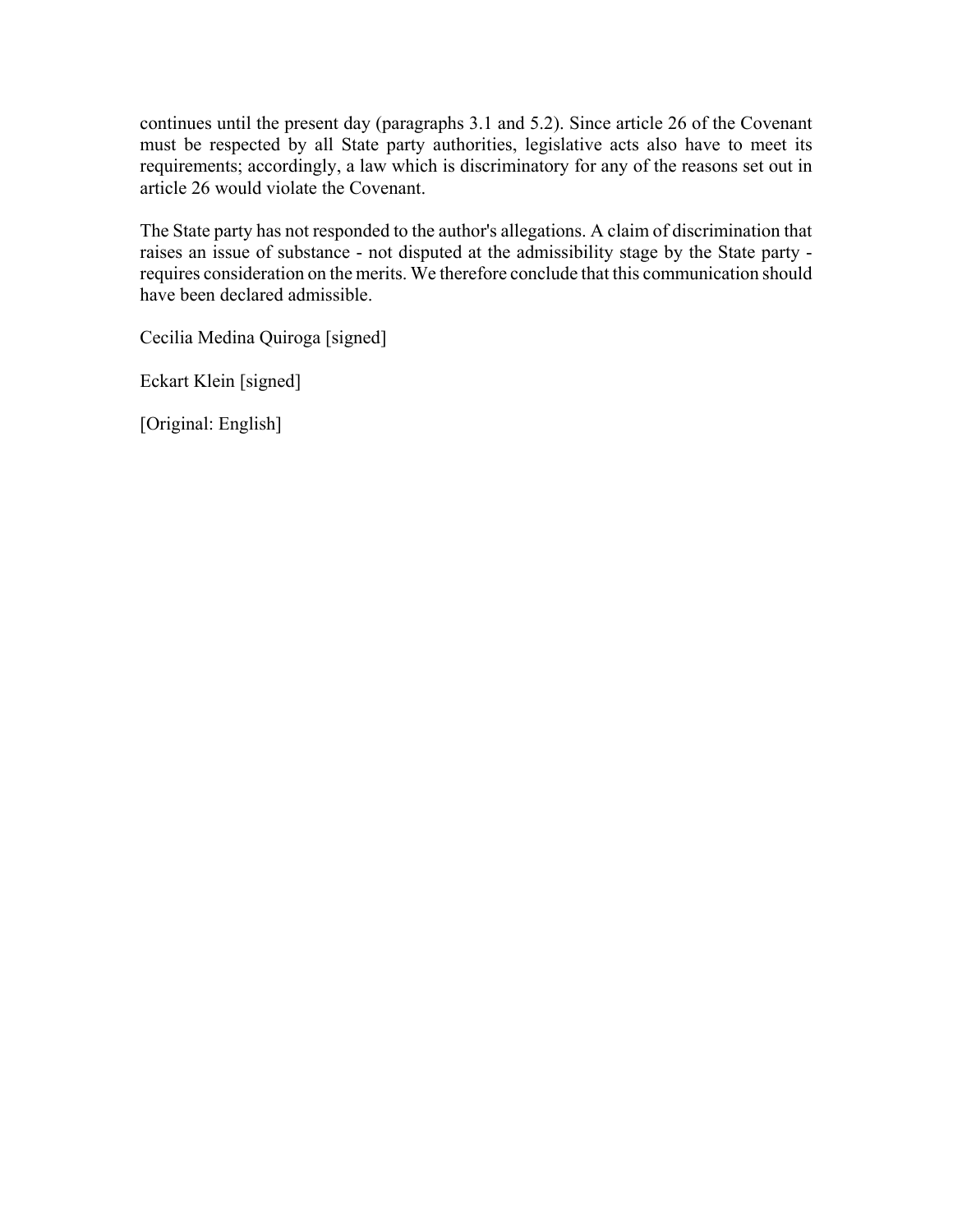continues until the present day (paragraphs 3.1 and 5.2). Since article 26 of the Covenant must be respected by all State party authorities, legislative acts also have to meet its requirements; accordingly, a law which is discriminatory for any of the reasons set out in article 26 would violate the Covenant.

The State party has not responded to the author's allegations. A claim of discrimination that raises an issue of substance - not disputed at the admissibility stage by the State party - requires consideration on the merits. We therefore conclude that this communication should have been declared admissible.

Cecilia Medina Quiroga [signed]

Eckart Klein [signed]

[Original: English]